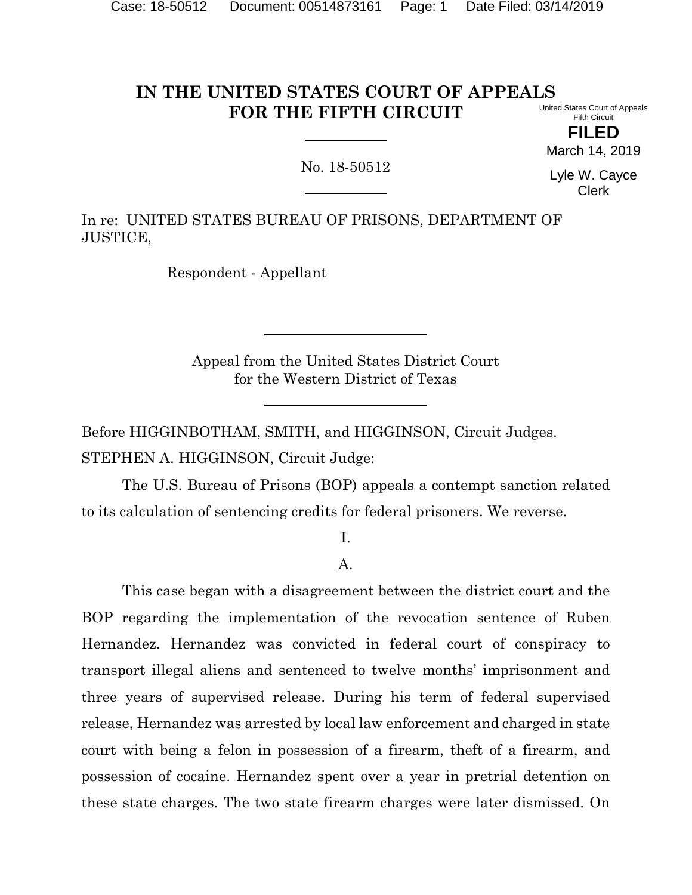# IN THE UNITED STATES COURT OF APPEALS FOR THE FIFTH CIRCUIT

United States Court of Appeals
Fifth Circuit

**FILED**

March 14, 2019

Lyle W. Cayce
Clerk

No. 18-50512

In re: UNITED STATES BUREAU OF PRISONS, DEPARTMENT OF JUSTICE,

Respondent - Appellant

Appeal from the United States District Court
for the Western District of Texas

Before HIGGINBOTHAM, SMITH, and HIGGINSON, Circuit Judges.

STEPHEN A. HIGGINSON, Circuit Judge:

The U.S. Bureau of Prisons (BOP) appeals a contempt sanction related to its calculation of sentencing credits for federal prisoners. We reverse.

I.

A.

This case began with a disagreement between the district court and the BOP regarding the implementation of the revocation sentence of Ruben Hernandez. Hernandez was convicted in federal court of conspiracy to transport illegal aliens and sentenced to twelve months' imprisonment and three years of supervised release. During his term of federal supervised release, Hernandez was arrested by local law enforcement and charged in state court with being a felon in possession of a firearm, theft of a firearm, and possession of cocaine. Hernandez spent over a year in pretrial detention on these state charges. The two state firearm charges were later dismissed. On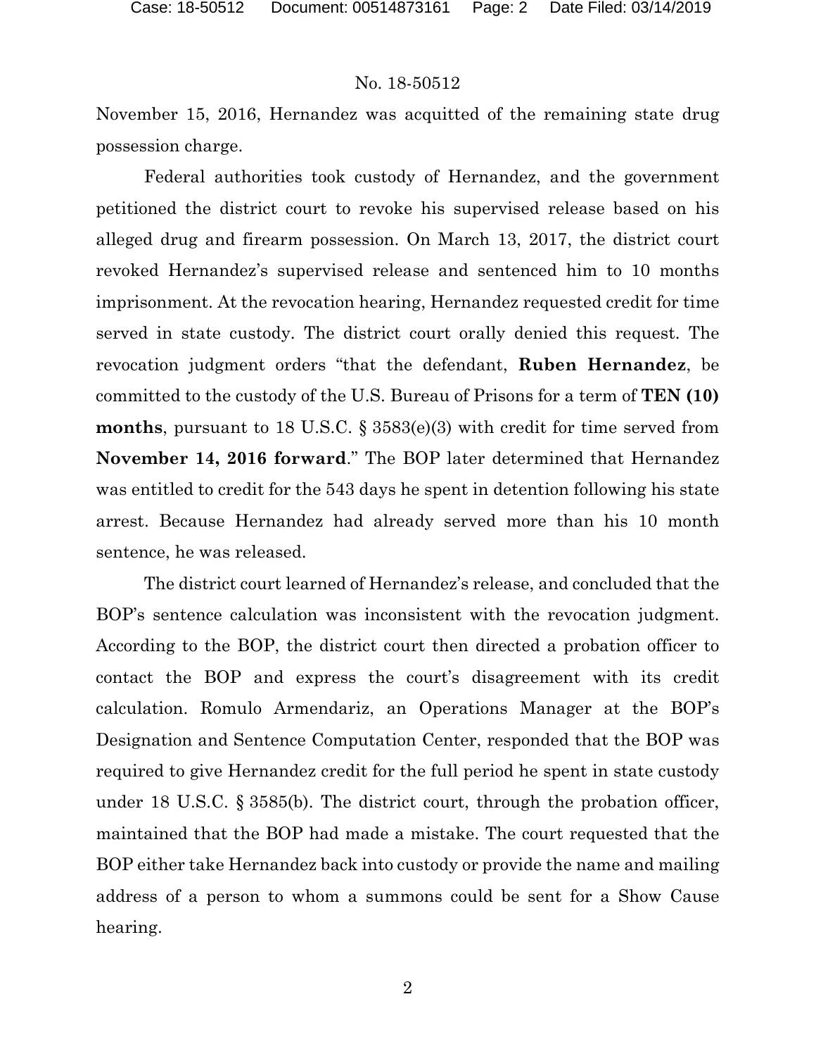November 15, 2016, Hernandez was acquitted of the remaining state drug possession charge.

Federal authorities took custody of Hernandez, and the government petitioned the district court to revoke his supervised release based on his alleged drug and firearm possession. On March 13, 2017, the district court revoked Hernandez's supervised release and sentenced him to 10 months imprisonment. At the revocation hearing, Hernandez requested credit for time served in state custody. The district court orally denied this request. The revocation judgment orders "that the defendant, **Ruben Hernandez**, be committed to the custody of the U.S. Bureau of Prisons for a term of **TEN (10) months**, pursuant to 18 U.S.C. § 3583(e)(3) with credit for time served from **November 14, 2016 forward**." The BOP later determined that Hernandez was entitled to credit for the 543 days he spent in detention following his state arrest. Because Hernandez had already served more than his 10 month sentence, he was released.

The district court learned of Hernandez's release, and concluded that the BOP's sentence calculation was inconsistent with the revocation judgment. According to the BOP, the district court then directed a probation officer to contact the BOP and express the court's disagreement with its credit calculation. Romulo Armendariz, an Operations Manager at the BOP's Designation and Sentence Computation Center, responded that the BOP was required to give Hernandez credit for the full period he spent in state custody under 18 U.S.C. § 3585(b). The district court, through the probation officer, maintained that the BOP had made a mistake. The court requested that the BOP either take Hernandez back into custody or provide the name and mailing address of a person to whom a summons could be sent for a Show Cause hearing.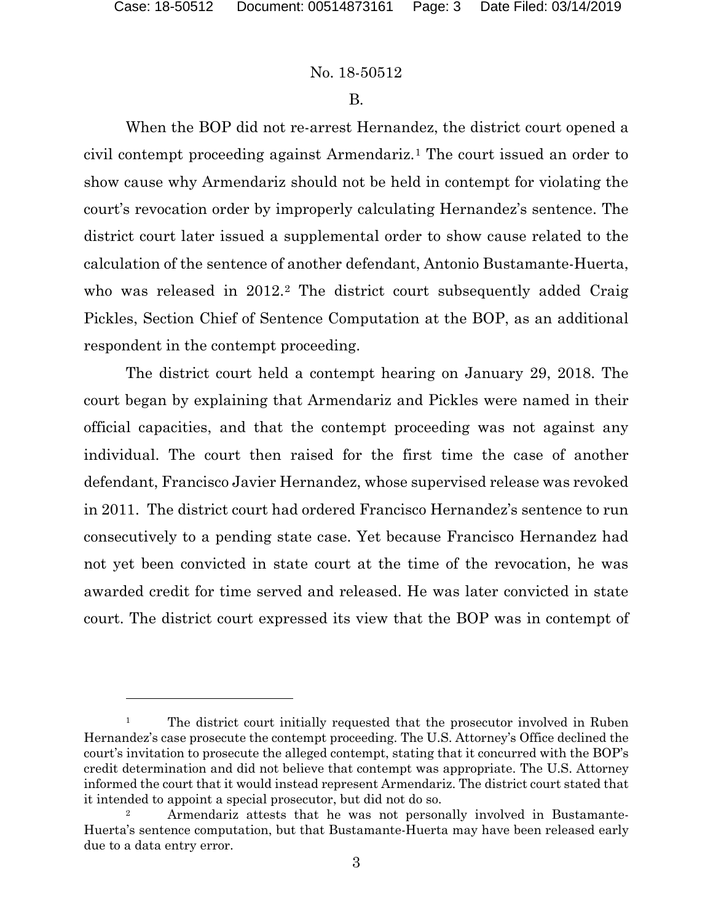### B.

When the BOP did not re-arrest Hernandez, the district court opened a civil contempt proceeding against Armendariz.[1] The court issued an order to show cause why Armendariz should not be held in contempt for violating the court's revocation order by improperly calculating Hernandez's sentence. The district court later issued a supplemental order to show cause related to the calculation of the sentence of another defendant, Antonio Bustamante-Huerta, who was released in 2012.[2] The district court subsequently added Craig Pickles, Section Chief of Sentence Computation at the BOP, as an additional respondent in the contempt proceeding.

The district court held a contempt hearing on January 29, 2018. The court began by explaining that Armendariz and Pickles were named in their official capacities, and that the contempt proceeding was not against any individual. The court then raised for the first time the case of another defendant, Francisco Javier Hernandez, whose supervised release was revoked in 2011. The district court had ordered Francisco Hernandez's sentence to run consecutively to a pending state case. Yet because Francisco Hernandez had not yet been convicted in state court at the time of the revocation, he was awarded credit for time served and released. He was later convicted in state court. The district court expressed its view that the BOP was in contempt of

---

[1] The district court initially requested that the prosecutor involved in Ruben Hernandez's case prosecute the contempt proceeding. The U.S. Attorney's Office declined the court's invitation to prosecute the alleged contempt, stating that it concurred with the BOP's credit determination and did not believe that contempt was appropriate. The U.S. Attorney informed the court that it would instead represent Armendariz. The district court stated that it intended to appoint a special prosecutor, but did not do so.

[2] Armendariz attests that he was not personally involved in Bustamante-Huerta's sentence computation, but that Bustamante-Huerta may have been released early due to a data entry error.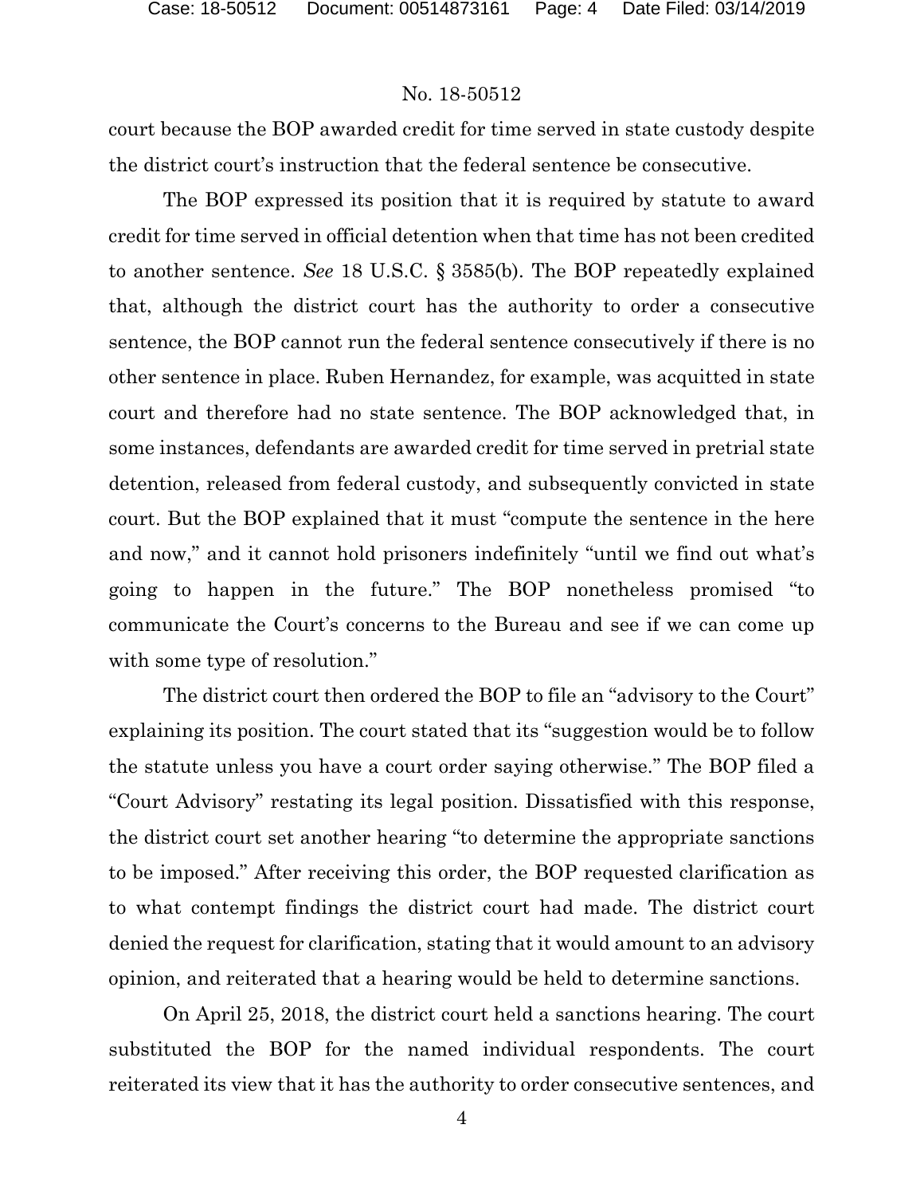court because the BOP awarded credit for time served in state custody despite the district court's instruction that the federal sentence be consecutive.

The BOP expressed its position that it is required by statute to award credit for time served in official detention when that time has not been credited to another sentence. *See* 18 U.S.C. § 3585(b). The BOP repeatedly explained that, although the district court has the authority to order a consecutive sentence, the BOP cannot run the federal sentence consecutively if there is no other sentence in place. Ruben Hernandez, for example, was acquitted in state court and therefore had no state sentence. The BOP acknowledged that, in some instances, defendants are awarded credit for time served in pretrial state detention, released from federal custody, and subsequently convicted in state court. But the BOP explained that it must "compute the sentence in the here and now," and it cannot hold prisoners indefinitely "until we find out what's going to happen in the future." The BOP nonetheless promised "to communicate the Court's concerns to the Bureau and see if we can come up with some type of resolution."

The district court then ordered the BOP to file an "advisory to the Court" explaining its position. The court stated that its "suggestion would be to follow the statute unless you have a court order saying otherwise." The BOP filed a "Court Advisory" restating its legal position. Dissatisfied with this response, the district court set another hearing "to determine the appropriate sanctions to be imposed." After receiving this order, the BOP requested clarification as to what contempt findings the district court had made. The district court denied the request for clarification, stating that it would amount to an advisory opinion, and reiterated that a hearing would be held to determine sanctions.

On April 25, 2018, the district court held a sanctions hearing. The court substituted the BOP for the named individual respondents. The court reiterated its view that it has the authority to order consecutive sentences, and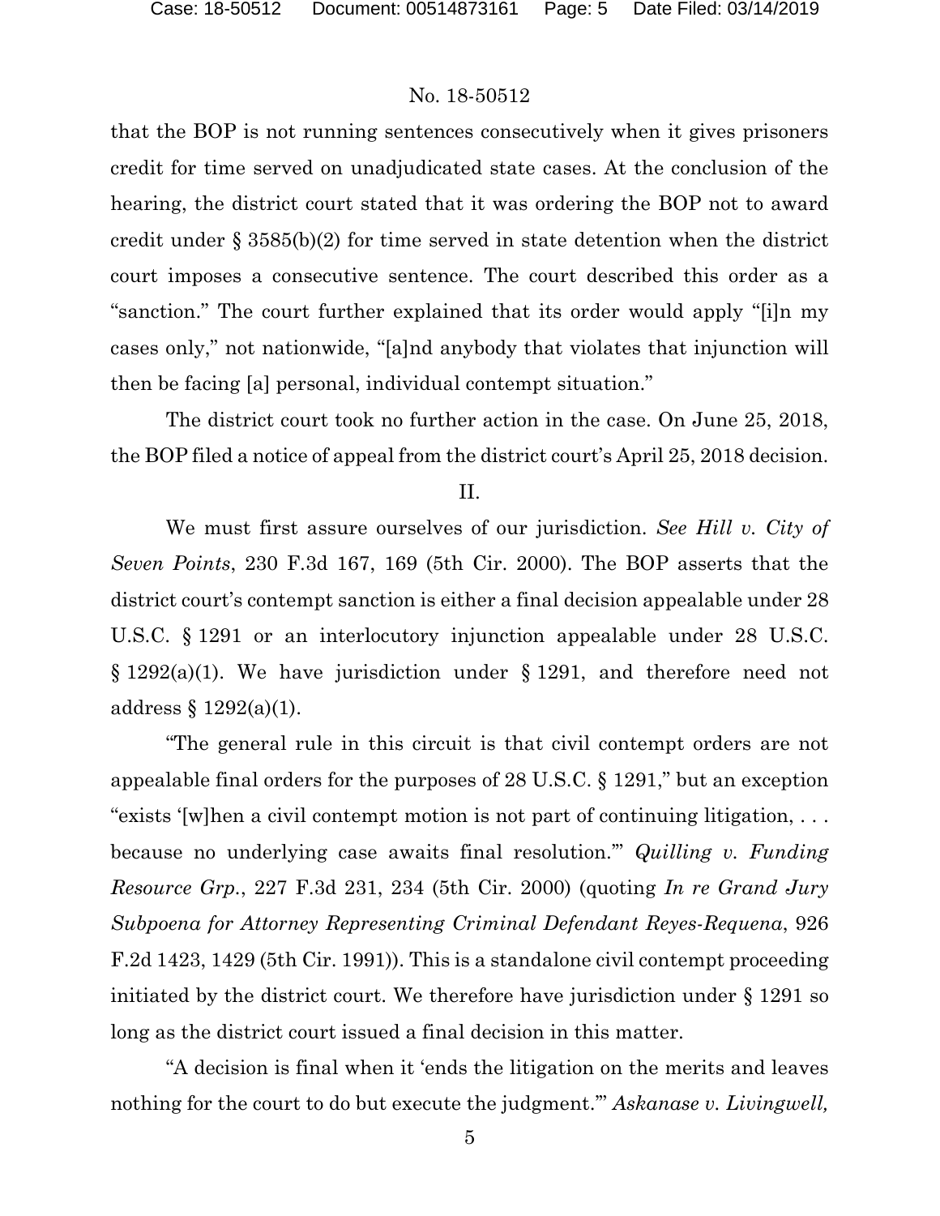that the BOP is not running sentences consecutively when it gives prisoners credit for time served on unadjudicated state cases. At the conclusion of the hearing, the district court stated that it was ordering the BOP not to award credit under § 3585(b)(2) for time served in state detention when the district court imposes a consecutive sentence. The court described this order as a "sanction." The court further explained that its order would apply "[i]n my cases only," not nationwide, "[a]nd anybody that violates that injunction will then be facing [a] personal, individual contempt situation."

The district court took no further action in the case. On June 25, 2018, the BOP filed a notice of appeal from the district court's April 25, 2018 decision.

## II.

We must first assure ourselves of our jurisdiction. *See Hill v. City of Seven Points*, 230 F.3d 167, 169 (5th Cir. 2000). The BOP asserts that the district court's contempt sanction is either a final decision appealable under 28 U.S.C. § 1291 or an interlocutory injunction appealable under 28 U.S.C. § 1292(a)(1). We have jurisdiction under § 1291, and therefore need not address § 1292(a)(1).

"The general rule in this circuit is that civil contempt orders are not appealable final orders for the purposes of 28 U.S.C. § 1291," but an exception "exists '[w]hen a civil contempt motion is not part of continuing litigation, . . . because no underlying case awaits final resolution.'" *Quilling v. Funding Resource Grp.*, 227 F.3d 231, 234 (5th Cir. 2000) (quoting *In re Grand Jury Subpoena for Attorney Representing Criminal Defendant Reyes-Requena*, 926 F.2d 1423, 1429 (5th Cir. 1991)). This is a standalone civil contempt proceeding initiated by the district court. We therefore have jurisdiction under § 1291 so long as the district court issued a final decision in this matter.

"A decision is final when it 'ends the litigation on the merits and leaves nothing for the court to do but execute the judgment.'" *Askanase v. Livingwell,*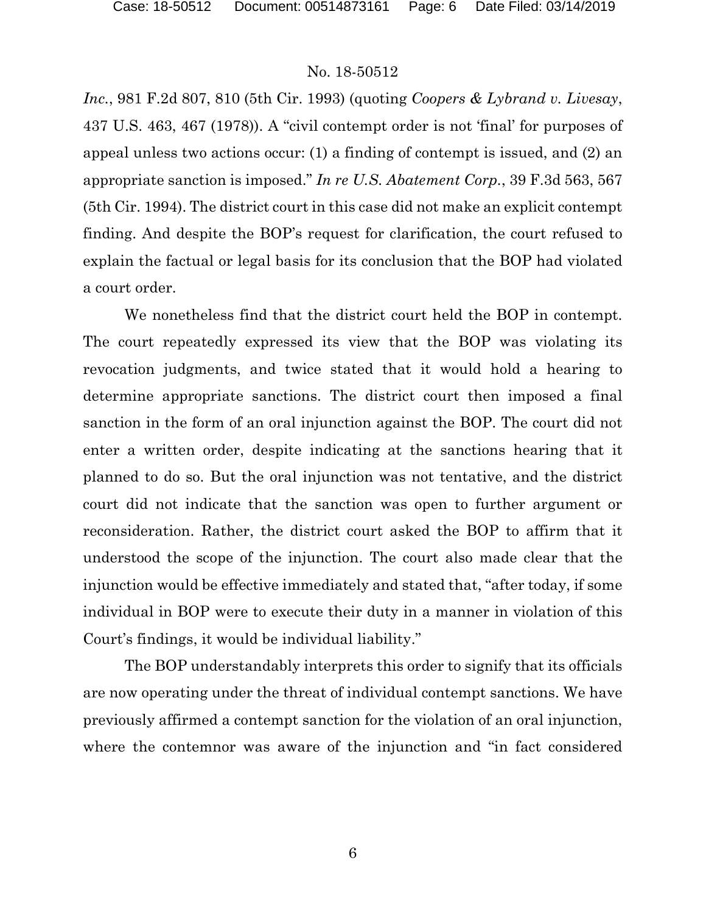*Inc.*, 981 F.2d 807, 810 (5th Cir. 1993) (quoting *Coopers & Lybrand v. Livesay*, 437 U.S. 463, 467 (1978)). A "civil contempt order is not 'final' for purposes of appeal unless two actions occur: (1) a finding of contempt is issued, and (2) an appropriate sanction is imposed." *In re U.S. Abatement Corp.*, 39 F.3d 563, 567 (5th Cir. 1994). The district court in this case did not make an explicit contempt finding. And despite the BOP's request for clarification, the court refused to explain the factual or legal basis for its conclusion that the BOP had violated a court order.

We nonetheless find that the district court held the BOP in contempt. The court repeatedly expressed its view that the BOP was violating its revocation judgments, and twice stated that it would hold a hearing to determine appropriate sanctions. The district court then imposed a final sanction in the form of an oral injunction against the BOP. The court did not enter a written order, despite indicating at the sanctions hearing that it planned to do so. But the oral injunction was not tentative, and the district court did not indicate that the sanction was open to further argument or reconsideration. Rather, the district court asked the BOP to affirm that it understood the scope of the injunction. The court also made clear that the injunction would be effective immediately and stated that, "after today, if some individual in BOP were to execute their duty in a manner in violation of this Court's findings, it would be individual liability."

The BOP understandably interprets this order to signify that its officials are now operating under the threat of individual contempt sanctions. We have previously affirmed a contempt sanction for the violation of an oral injunction, where the contemnor was aware of the injunction and "in fact considered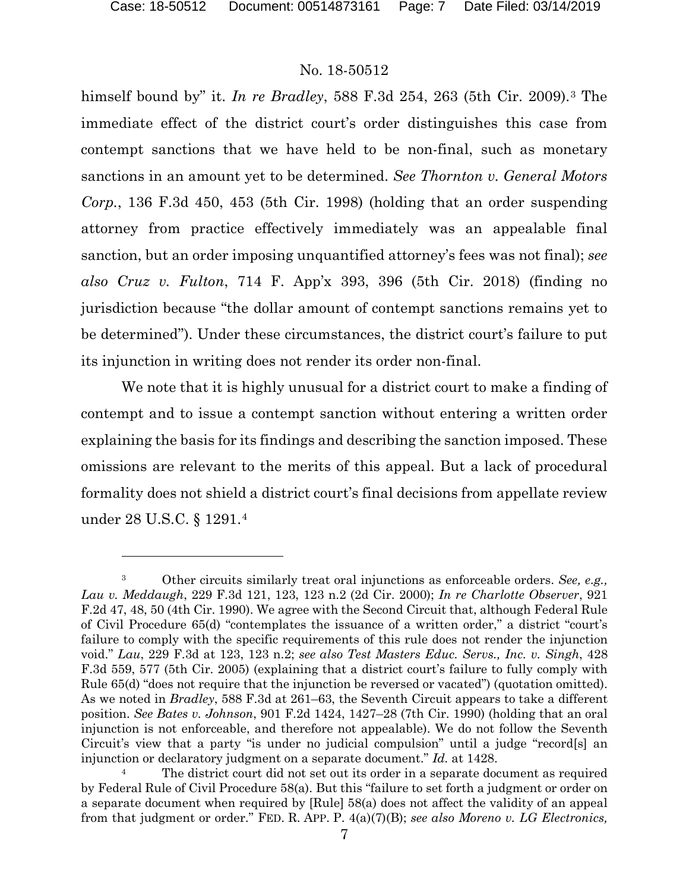himself bound by" it. *In re Bradley*, 588 F.3d 254, 263 (5th Cir. 2009).[3] The immediate effect of the district court's order distinguishes this case from contempt sanctions that we have held to be non-final, such as monetary sanctions in an amount yet to be determined. *See Thornton v. General Motors Corp.*, 136 F.3d 450, 453 (5th Cir. 1998) (holding that an order suspending attorney from practice effectively immediately was an appealable final sanction, but an order imposing unquantified attorney's fees was not final); *see also Cruz v. Fulton*, 714 F. App'x 393, 396 (5th Cir. 2018) (finding no jurisdiction because "the dollar amount of contempt sanctions remains yet to be determined"). Under these circumstances, the district court's failure to put its injunction in writing does not render its order non-final.

We note that it is highly unusual for a district court to make a finding of contempt and to issue a contempt sanction without entering a written order explaining the basis for its findings and describing the sanction imposed. These omissions are relevant to the merits of this appeal. But a lack of procedural formality does not shield a district court's final decisions from appellate review under 28 U.S.C. § 1291.[4]

---

[3] Other circuits similarly treat oral injunctions as enforceable orders. *See, e.g., Lau v. Meddaugh*, 229 F.3d 121, 123, 123 n.2 (2d Cir. 2000); *In re Charlotte Observer*, 921 F.2d 47, 48, 50 (4th Cir. 1990). We agree with the Second Circuit that, although Federal Rule of Civil Procedure 65(d) "contemplates the issuance of a written order," a district "court's failure to comply with the specific requirements of this rule does not render the injunction void." *Lau*, 229 F.3d at 123, 123 n.2; *see also Test Masters Educ. Servs., Inc. v. Singh*, 428 F.3d 559, 577 (5th Cir. 2005) (explaining that a district court's failure to fully comply with Rule 65(d) "does not require that the injunction be reversed or vacated") (quotation omitted). As we noted in *Bradley*, 588 F.3d at 261–63, the Seventh Circuit appears to take a different position. *See Bates v. Johnson*, 901 F.2d 1424, 1427–28 (7th Cir. 1990) (holding that an oral injunction is not enforceable, and therefore not appealable). We do not follow the Seventh Circuit's view that a party "is under no judicial compulsion" until a judge "record[s] an injunction or declaratory judgment on a separate document." *Id.* at 1428.

[4] The district court did not set out its order in a separate document as required by Federal Rule of Civil Procedure 58(a). But this "failure to set forth a judgment or order on a separate document when required by [Rule] 58(a) does not affect the validity of an appeal from that judgment or order." FED. R. APP. P. 4(a)(7)(B); *see also Moreno v. LG Electronics,*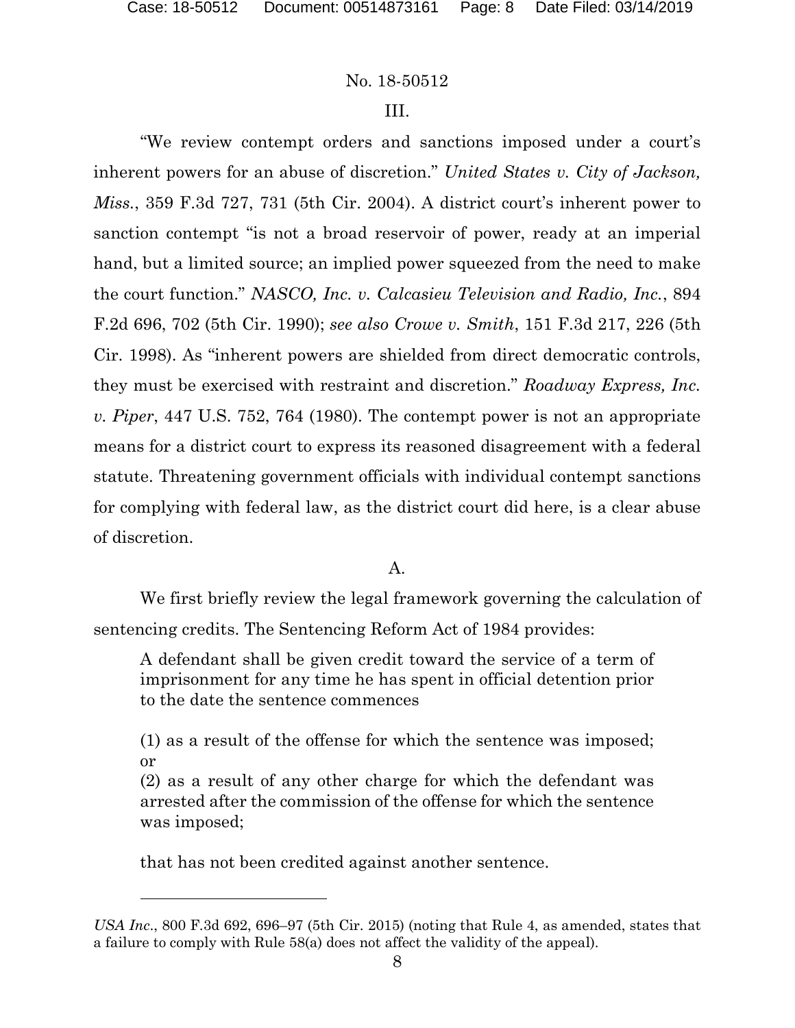III.

"We review contempt orders and sanctions imposed under a court's inherent powers for an abuse of discretion." *United States v. City of Jackson, Miss.*, 359 F.3d 727, 731 (5th Cir. 2004). A district court's inherent power to sanction contempt "is not a broad reservoir of power, ready at an imperial hand, but a limited source; an implied power squeezed from the need to make the court function." *NASCO, Inc. v. Calcasieu Television and Radio, Inc.*, 894 F.2d 696, 702 (5th Cir. 1990); *see also Crowe v. Smith*, 151 F.3d 217, 226 (5th Cir. 1998). As "inherent powers are shielded from direct democratic controls, they must be exercised with restraint and discretion." *Roadway Express, Inc. v. Piper*, 447 U.S. 752, 764 (1980). The contempt power is not an appropriate means for a district court to express its reasoned disagreement with a federal statute. Threatening government officials with individual contempt sanctions for complying with federal law, as the district court did here, is a clear abuse of discretion.

A.

We first briefly review the legal framework governing the calculation of sentencing credits. The Sentencing Reform Act of 1984 provides:

> A defendant shall be given credit toward the service of a term of imprisonment for any time he has spent in official detention prior to the date the sentence commences
>
> (1) as a result of the offense for which the sentence was imposed; or
> (2) as a result of any other charge for which the defendant was arrested after the commission of the offense for which the sentence was imposed;
>
> that has not been credited against another sentence.

---

*USA Inc.*, 800 F.3d 692, 696–97 (5th Cir. 2015) (noting that Rule 4, as amended, states that a failure to comply with Rule 58(a) does not affect the validity of the appeal).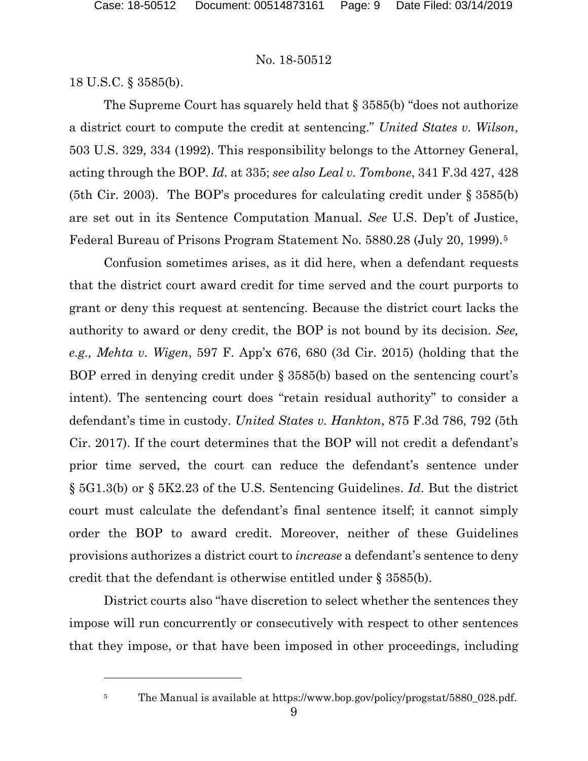18 U.S.C. § 3585(b).

The Supreme Court has squarely held that § 3585(b) "does not authorize a district court to compute the credit at sentencing." *United States v. Wilson*, 503 U.S. 329, 334 (1992). This responsibility belongs to the Attorney General, acting through the BOP. *Id.* at 335; *see also Leal v. Tombone*, 341 F.3d 427, 428 (5th Cir. 2003). The BOP's procedures for calculating credit under § 3585(b) are set out in its Sentence Computation Manual. *See* U.S. Dep't of Justice, Federal Bureau of Prisons Program Statement No. 5880.28 (July 20, 1999).[5]

Confusion sometimes arises, as it did here, when a defendant requests that the district court award credit for time served and the court purports to grant or deny this request at sentencing. Because the district court lacks the authority to award or deny credit, the BOP is not bound by its decision. *See, e.g., Mehta v. Wigen*, 597 F. App'x 676, 680 (3d Cir. 2015) (holding that the BOP erred in denying credit under § 3585(b) based on the sentencing court's intent). The sentencing court does "retain residual authority" to consider a defendant's time in custody. *United States v. Hankton*, 875 F.3d 786, 792 (5th Cir. 2017). If the court determines that the BOP will not credit a defendant's prior time served, the court can reduce the defendant's sentence under § 5G1.3(b) or § 5K2.23 of the U.S. Sentencing Guidelines. *Id*. But the district court must calculate the defendant's final sentence itself; it cannot simply order the BOP to award credit. Moreover, neither of these Guidelines provisions authorizes a district court to *increase* a defendant's sentence to deny credit that the defendant is otherwise entitled under § 3585(b).

District courts also "have discretion to select whether the sentences they impose will run concurrently or consecutively with respect to other sentences that they impose, or that have been imposed in other proceedings, including

[5] The Manual is available at https://www.bop.gov/policy/progstat/5880_028.pdf.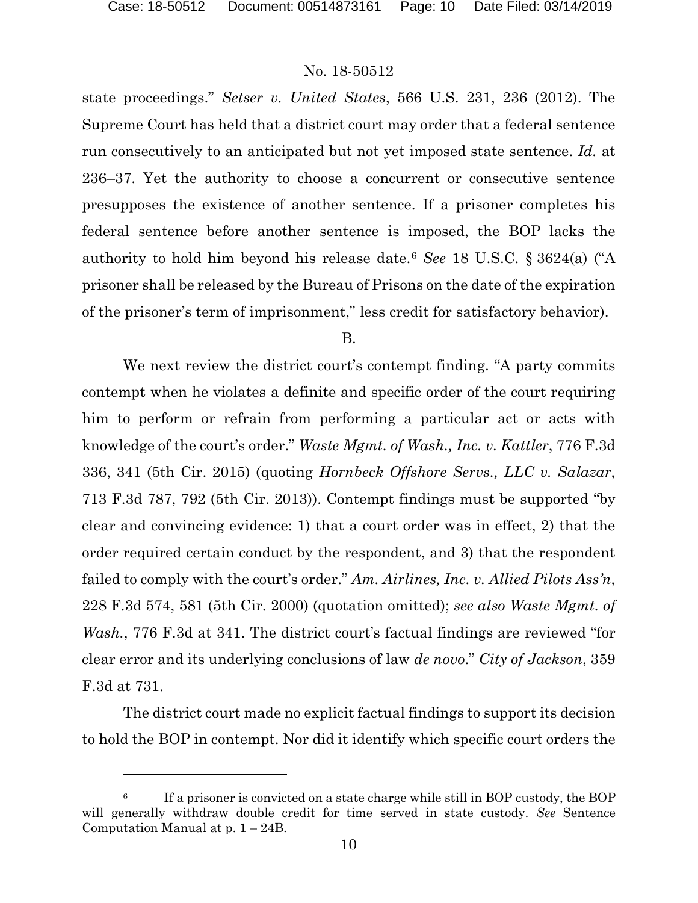state proceedings." *Setser v. United States*, 566 U.S. 231, 236 (2012). The Supreme Court has held that a district court may order that a federal sentence run consecutively to an anticipated but not yet imposed state sentence. *Id.* at 236–37. Yet the authority to choose a concurrent or consecutive sentence presupposes the existence of another sentence. If a prisoner completes his federal sentence before another sentence is imposed, the BOP lacks the authority to hold him beyond his release date.[6] *See* 18 U.S.C. § 3624(a) ("A prisoner shall be released by the Bureau of Prisons on the date of the expiration of the prisoner's term of imprisonment," less credit for satisfactory behavior).

B.

We next review the district court's contempt finding. "A party commits contempt when he violates a definite and specific order of the court requiring him to perform or refrain from performing a particular act or acts with knowledge of the court's order." *Waste Mgmt. of Wash., Inc. v. Kattler*, 776 F.3d 336, 341 (5th Cir. 2015) (quoting *Hornbeck Offshore Servs., LLC v. Salazar*, 713 F.3d 787, 792 (5th Cir. 2013)). Contempt findings must be supported "by clear and convincing evidence: 1) that a court order was in effect, 2) that the order required certain conduct by the respondent, and 3) that the respondent failed to comply with the court's order." *Am. Airlines, Inc. v. Allied Pilots Ass'n*, 228 F.3d 574, 581 (5th Cir. 2000) (quotation omitted); *see also Waste Mgmt. of Wash.*, 776 F.3d at 341. The district court's factual findings are reviewed "for clear error and its underlying conclusions of law *de novo*." *City of Jackson*, 359 F.3d at 731.

The district court made no explicit factual findings to support its decision to hold the BOP in contempt. Nor did it identify which specific court orders the

---

[6] If a prisoner is convicted on a state charge while still in BOP custody, the BOP will generally withdraw double credit for time served in state custody. *See* Sentence Computation Manual at p. 1 – 24B.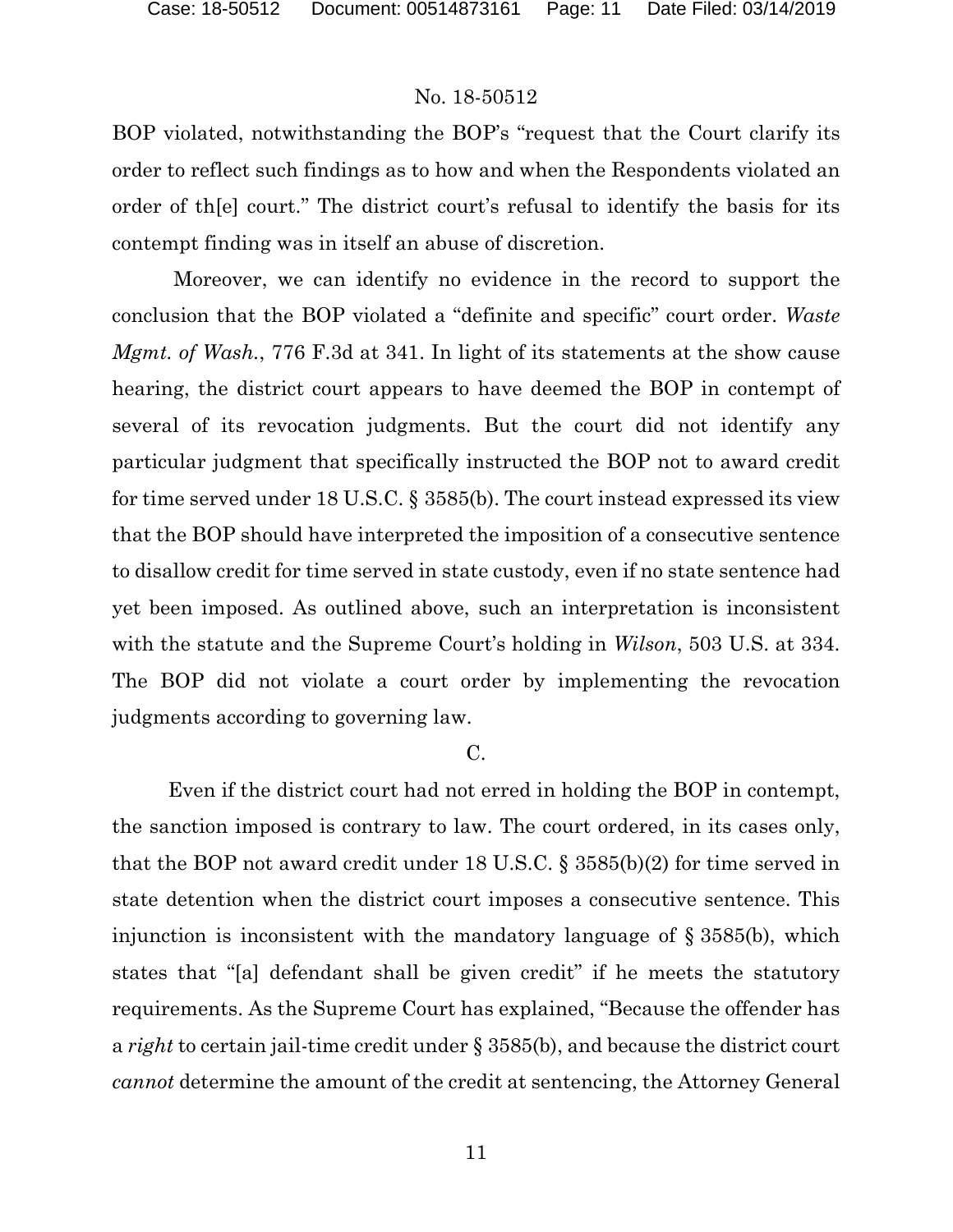BOP violated, notwithstanding the BOP's "request that the Court clarify its order to reflect such findings as to how and when the Respondents violated an order of th[e] court." The district court's refusal to identify the basis for its contempt finding was in itself an abuse of discretion.

Moreover, we can identify no evidence in the record to support the conclusion that the BOP violated a "definite and specific" court order. *Waste Mgmt. of Wash.*, 776 F.3d at 341. In light of its statements at the show cause hearing, the district court appears to have deemed the BOP in contempt of several of its revocation judgments. But the court did not identify any particular judgment that specifically instructed the BOP not to award credit for time served under 18 U.S.C. § 3585(b). The court instead expressed its view that the BOP should have interpreted the imposition of a consecutive sentence to disallow credit for time served in state custody, even if no state sentence had yet been imposed. As outlined above, such an interpretation is inconsistent with the statute and the Supreme Court's holding in *Wilson*, 503 U.S. at 334. The BOP did not violate a court order by implementing the revocation judgments according to governing law.

C.

Even if the district court had not erred in holding the BOP in contempt, the sanction imposed is contrary to law. The court ordered, in its cases only, that the BOP not award credit under 18 U.S.C. § 3585(b)(2) for time served in state detention when the district court imposes a consecutive sentence. This injunction is inconsistent with the mandatory language of § 3585(b), which states that "[a] defendant shall be given credit" if he meets the statutory requirements. As the Supreme Court has explained, "Because the offender has a *right* to certain jail-time credit under § 3585(b), and because the district court *cannot* determine the amount of the credit at sentencing, the Attorney General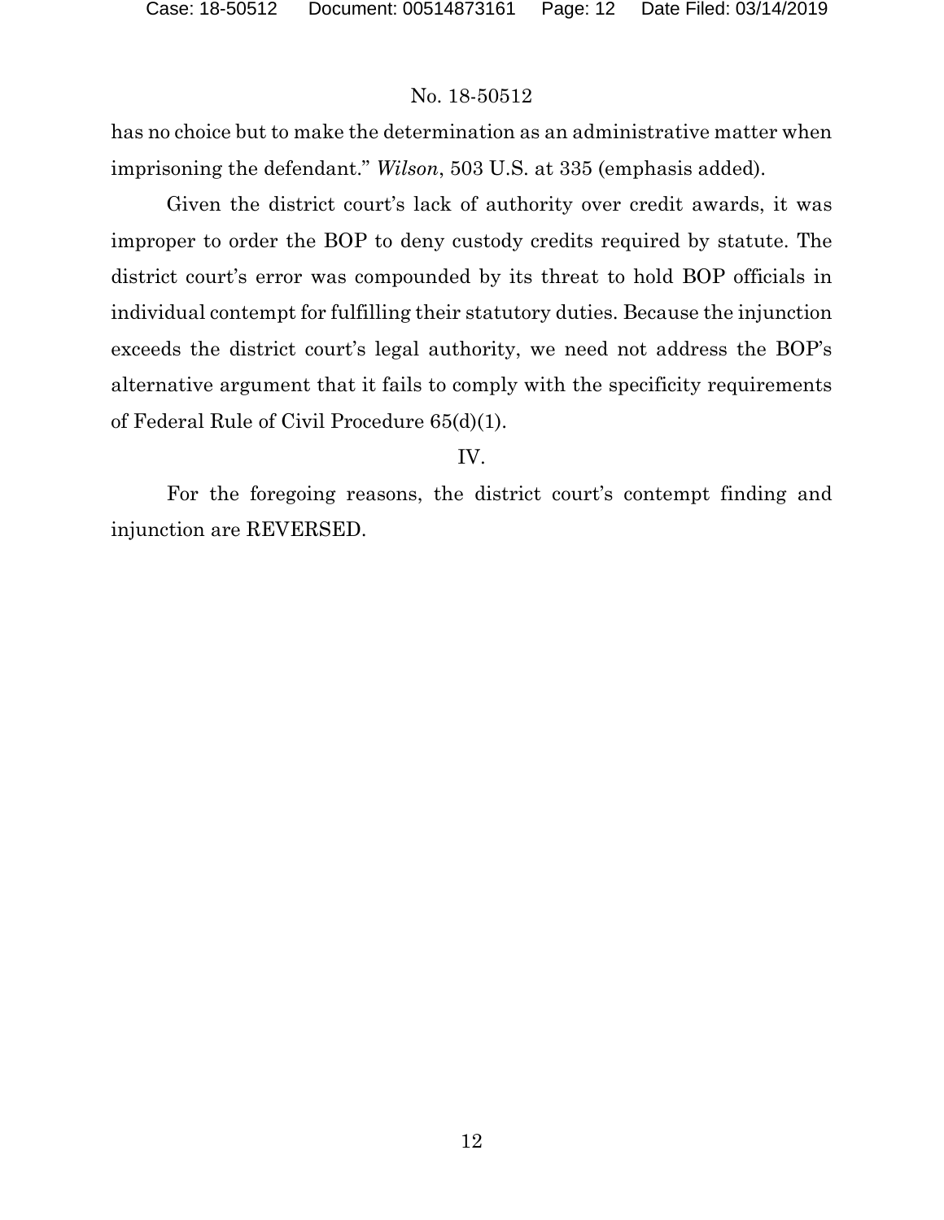has no choice but to make the determination as an administrative matter when imprisoning the defendant." *Wilson*, 503 U.S. at 335 (emphasis added).

Given the district court's lack of authority over credit awards, it was improper to order the BOP to deny custody credits required by statute. The district court's error was compounded by its threat to hold BOP officials in individual contempt for fulfilling their statutory duties. Because the injunction exceeds the district court's legal authority, we need not address the BOP's alternative argument that it fails to comply with the specificity requirements of Federal Rule of Civil Procedure 65(d)(1).

IV.

For the foregoing reasons, the district court's contempt finding and injunction are REVERSED.